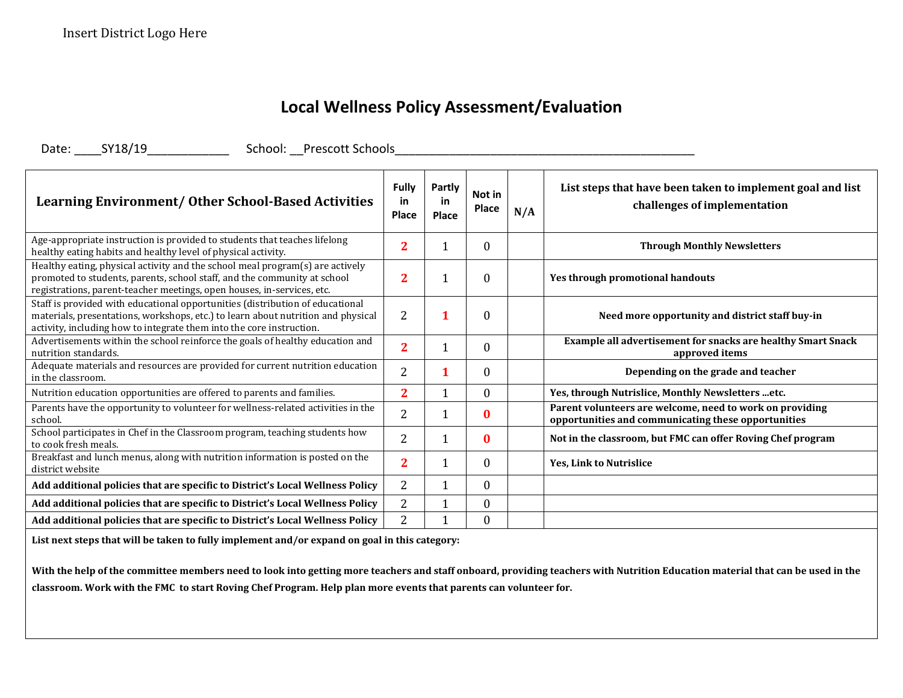Insert District Logo Here

# Local Wellness Policy Assessment/Evaluation

Date: ____SY18/19____________ School: __Prescott Schools______________________________________________

| Learning Environment/ Other School-Based Activities | Fully in Place | Partly in Place | Not in Place | N/A | List steps that have been taken to implement goal and list challenges of implementation |
|---|---|---|---|---|---|
| Age-appropriate instruction is provided to students that teaches lifelong healthy eating habits and healthy level of physical activity. | **2** | 1 | 0 | | **Through Monthly Newsletters** |
| Healthy eating, physical activity and the school meal program(s) are actively promoted to students, parents, school staff, and the community at school registrations, parent-teacher meetings, open houses, in-services, etc. | **2** | 1 | 0 | | **Yes through promotional handouts** |
| Staff is provided with educational opportunities (distribution of educational materials, presentations, workshops, etc.) to learn about nutrition and physical activity, including how to integrate them into the core instruction. | 2 | **1** | 0 | | **Need more opportunity and district staff buy-in** |
| Advertisements within the school reinforce the goals of healthy education and nutrition standards. | **2** | 1 | 0 | | **Example all advertisement for snacks are healthy Smart Snack approved items** |
| Adequate materials and resources are provided for current nutrition education in the classroom. | 2 | **1** | 0 | | **Depending on the grade and teacher** |
| Nutrition education opportunities are offered to parents and families. | **2** | 1 | 0 | | **Yes, through Nutrislice, Monthly Newsletters ...etc.** |
| Parents have the opportunity to volunteer for wellness-related activities in the school. | 2 | 1 | **0** | | **Parent volunteers are welcome, need to work on providing opportunities and communicating these opportunities** |
| School participates in Chef in the Classroom program, teaching students how to cook fresh meals. | 2 | 1 | **0** | | **Not in the classroom, but FMC can offer Roving Chef program** |
| Breakfast and lunch menus, along with nutrition information is posted on the district website | **2** | 1 | 0 | | **Yes, Link to Nutrislice** |
| **Add additional policies that are specific to District's Local Wellness Policy** | 2 | 1 | 0 | | |
| **Add additional policies that are specific to District's Local Wellness Policy** | 2 | 1 | 0 | | |
| **Add additional policies that are specific to District's Local Wellness Policy** | 2 | 1 | 0 | | |

**List next steps that will be taken to fully implement and/or expand on goal in this category:**

**With the help of the committee members need to look into getting more teachers and staff onboard, providing teachers with Nutrition Education material that can be used in the classroom. Work with the FMC to start Roving Chef Program. Help plan more events that parents can volunteer for.**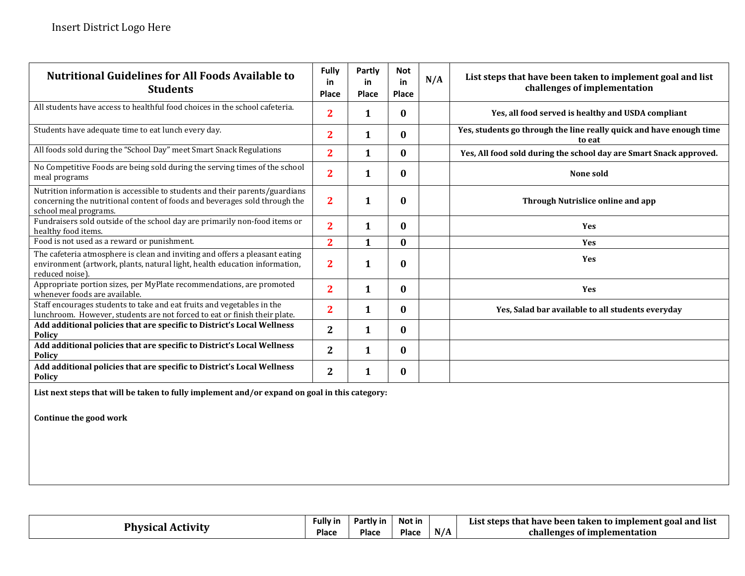Insert District Logo Here

| Nutritional Guidelines for All Foods Available to Students | Fully in Place | Partly in Place | Not in Place | N/A | List steps that have been taken to implement goal and list challenges of implementation |
|---|---|---|---|---|---|
| All students have access to healthful food choices in the school cafeteria. | 2 | 1 | 0 | | Yes, all food served is healthy and USDA compliant |
| Students have adequate time to eat lunch every day. | 2 | 1 | 0 | | Yes, students go through the line really quick and have enough time to eat |
| All foods sold during the "School Day" meet Smart Snack Regulations | 2 | 1 | 0 | | Yes, All food sold during the school day are Smart Snack approved. |
| No Competitive Foods are being sold during the serving times of the school meal programs | 2 | 1 | 0 | | None sold |
| Nutrition information is accessible to students and their parents/guardians concerning the nutritional content of foods and beverages sold through the school meal programs. | 2 | 1 | 0 | | Through Nutrislice online and app |
| Fundraisers sold outside of the school day are primarily non-food items or healthy food items. | 2 | 1 | 0 | | Yes |
| Food is not used as a reward or punishment. | 2 | 1 | 0 | | Yes |
| The cafeteria atmosphere is clean and inviting and offers a pleasant eating environment (artwork, plants, natural light, health education information, reduced noise). | 2 | 1 | 0 | | Yes |
| Appropriate portion sizes, per MyPlate recommendations, are promoted whenever foods are available. | 2 | 1 | 0 | | Yes |
| Staff encourages students to take and eat fruits and vegetables in the lunchroom. However, students are not forced to eat or finish their plate. | 2 | 1 | 0 | | Yes, Salad bar available to all students everyday |
| **Add additional policies that are specific to District's Local Wellness Policy** | 2 | 1 | 0 | | |
| **Add additional policies that are specific to District's Local Wellness Policy** | 2 | 1 | 0 | | |
| **Add additional policies that are specific to District's Local Wellness Policy** | 2 | 1 | 0 | | |

**List next steps that will be taken to fully implement and/or expand on goal in this category:**

**Continue the good work**

| Physical Activity | Fully in Place | Partly in Place | Not in Place | N/A | List steps that have been taken to implement goal and list challenges of implementation |
|---|---|---|---|---|---|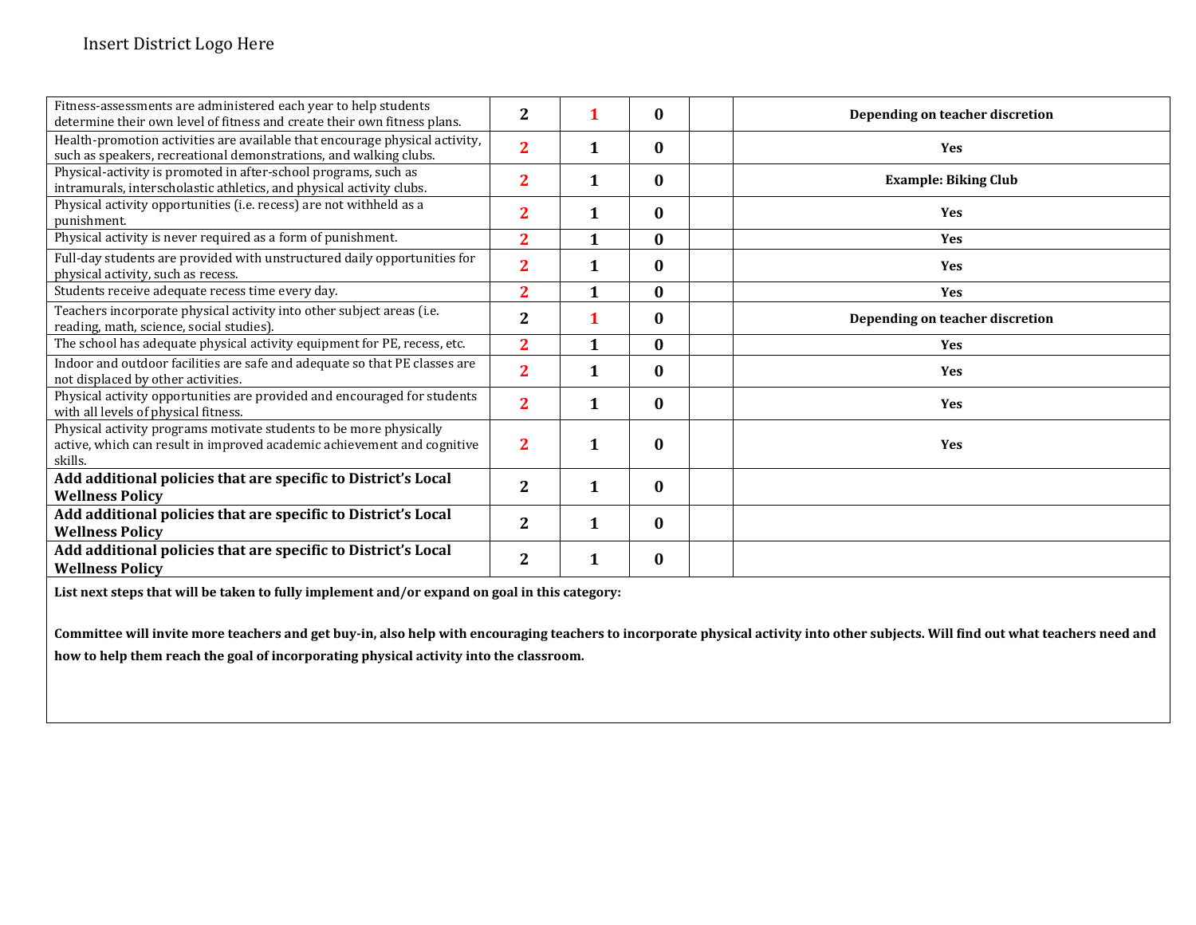Insert District Logo Here

| | | | | | |
|---|---|---|---|---|---|
| Fitness-assessments are administered each year to help students determine their own level of fitness and create their own fitness plans. | **2** | **1** | **0** | | **Depending on teacher discretion** |
| Health-promotion activities are available that encourage physical activity, such as speakers, recreational demonstrations, and walking clubs. | **2** | **1** | **0** | | **Yes** |
| Physical-activity is promoted in after-school programs, such as intramurals, interscholastic athletics, and physical activity clubs. | **2** | **1** | **0** | | **Example: Biking Club** |
| Physical activity opportunities (i.e. recess) are not withheld as a punishment. | **2** | **1** | **0** | | **Yes** |
| Physical activity is never required as a form of punishment. | **2** | **1** | **0** | | **Yes** |
| Full-day students are provided with unstructured daily opportunities for physical activity, such as recess. | **2** | **1** | **0** | | **Yes** |
| Students receive adequate recess time every day. | **2** | **1** | **0** | | **Yes** |
| Teachers incorporate physical activity into other subject areas (i.e. reading, math, science, social studies). | **2** | **1** | **0** | | **Depending on teacher discretion** |
| The school has adequate physical activity equipment for PE, recess, etc. | **2** | **1** | **0** | | **Yes** |
| Indoor and outdoor facilities are safe and adequate so that PE classes are not displaced by other activities. | **2** | **1** | **0** | | **Yes** |
| Physical activity opportunities are provided and encouraged for students with all levels of physical fitness. | **2** | **1** | **0** | | **Yes** |
| Physical activity programs motivate students to be more physically active, which can result in improved academic achievement and cognitive skills. | **2** | **1** | **0** | | **Yes** |
| **Add additional policies that are specific to District's Local Wellness Policy** | **2** | **1** | **0** | | |
| **Add additional policies that are specific to District's Local Wellness Policy** | **2** | **1** | **0** | | |
| **Add additional policies that are specific to District's Local Wellness Policy** | **2** | **1** | **0** | | |

**List next steps that will be taken to fully implement and/or expand on goal in this category:**

**Committee will invite more teachers and get buy-in, also help with encouraging teachers to incorporate physical activity into other subjects. Will find out what teachers need and how to help them reach the goal of incorporating physical activity into the classroom.**